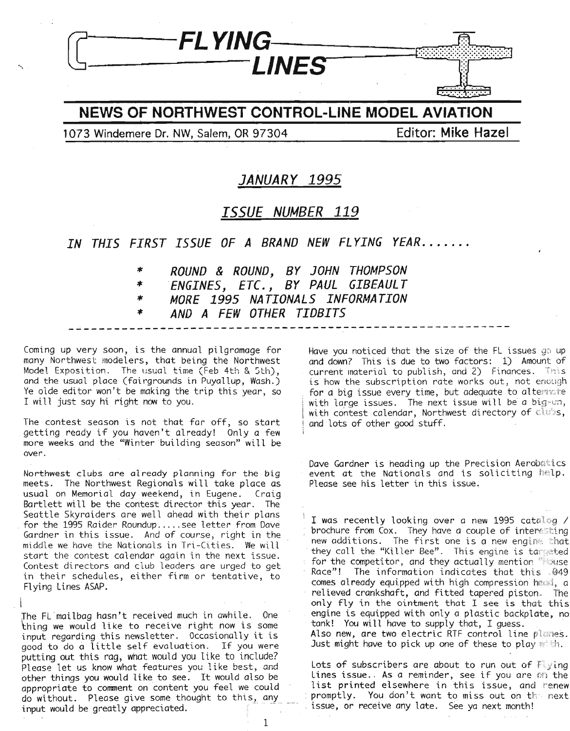# FLYING LINES

## NEWS OF NORTHWEST CONTROL-LINE MODEL AVIATION

1073 Windemere Dr. NW, Salem, OR 97304 — Editor: **Mike Hazel**

## *JANUARY 1995*

## *ISSUE NUMBER 119*

### *IN THIS FIRST ISSUE OF A BRAND NEW FLYING YEAR.......*

- *ROUND & ROUND, BY JOHN THOMPSON*
- *ENGINES, ETC., BY PAUL GIBEAULT*
- *MORE 1995 NATIONALS INFORMATION*
- *AND A FEW OTHER TIDBITS*

---

Coming up very soon, is the annual pilgramage for many Northwest modelers, that being the Northwest Model Exposition. The usual time (Feb 4th & 5th), and the usual place (fairgrounds in Puyallup, Wash.) Ye olde editor won't be making the trip this year, so I will just say hi right now to you.

The contest season is not that far off, so start getting ready if you haven't already! Only a few more weeks and the "Winter building season" will be over.

Northwest clubs are already planning for the big meets. The Northwest Regionals will take place as usual on Memorial day weekend, in Eugene. Craig Bartlett will be the contest director this year. The Seattle Skyraiders are well ahead with their plans for the 1995 Raider Roundup.....see letter from Dave Gardner in this issue. And of course, right in the middle we have the Nationals in Tri-Cities. We will start the contest calendar again in the next issue. Contest directors and club leaders are urged to get in their schedules, either firm or tentative, to Flying Lines ASAP.

The FL mailbag hasn't received much in awhile. One thing we would like to receive right now is some input regarding this newsletter. Occasionally it is good to do a little self evaluation. If you were putting out this rag, what would you like to include? Please let us know what features you like best, and other things you would like to see. It would also be appropriate to comment on content you feel we could do without. Please give some thought to this, any input would be greatly appreciated.

Have you noticed that the size of the FL issues go up and down? This is due to two factors: 1) Amount of current material to publish, and 2) Finances. This is how the subscription rate works out, not enough for a big issue every time, but adequate to alternate with large issues. The next issue will be a big-un, with contest calendar, Northwest directory of clubs, and lots of other good stuff.

Dave Gardner is heading up the Precision Aerobatics event at the Nationals and is soliciting help. Please see his letter in this issue.

I was recently looking over a new 1995 catalog / brochure from Cox. They have a couple of interesting new additions. The first one is a new engine that they call the "Killer Bee". This engine is targeted for the competitor, and they actually mention "Mouse Race"! The information indicates that this .049 comes already equipped with high compression head, a relieved crankshaft, and fitted tapered piston. The only fly in the ointment that I see is that this engine is equipped with only a plastic backplate, no tank! You will have to supply that, I guess.
Also new, are two electric RTF control line planes. Just might have to pick up one of these to play with.

Lots of subscribers are about to run out of Flying Lines issue.. As a reminder, see if you are on the list printed elsewhere in this issue, and renew promptly. You don't want to miss out on the next issue, or receive any late. See ya next month!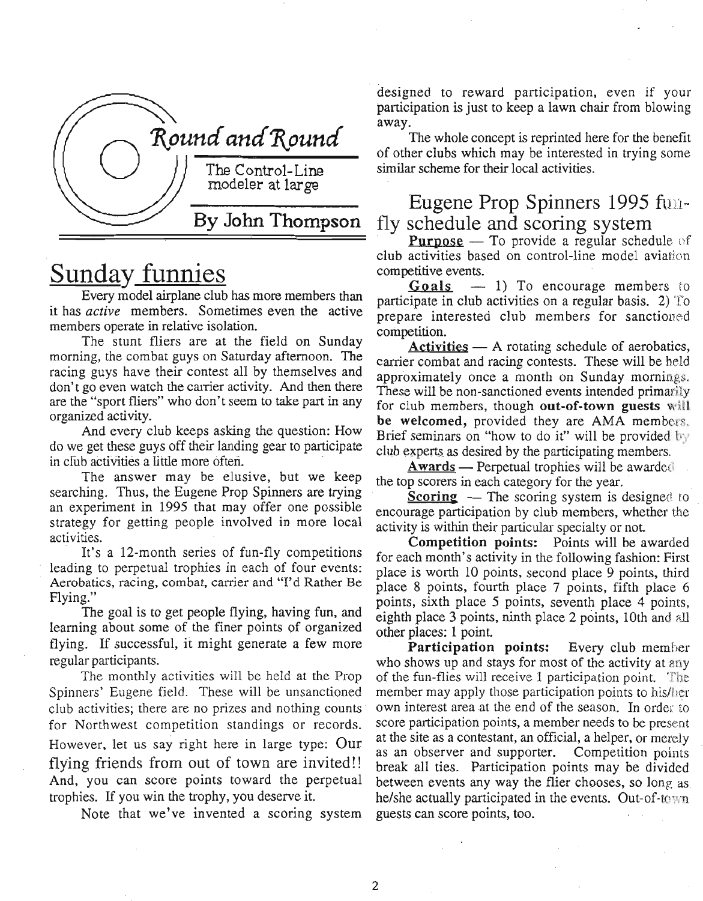# Round and Round

The Control-Line modeler at large

**By John Thompson**

## Sunday funnies

Every model airplane club has more members than it has *active* members. Sometimes even the active members operate in relative isolation.

The stunt fliers are at the field on Sunday morning, the combat guys on Saturday afternoon. The racing guys have their contest all by themselves and don't go even watch the carrier activity. And then there are the "sport fliers" who don't seem to take part in any organized activity.

And every club keeps asking the question: How do we get these guys off their landing gear to participate in club activities a little more often.

The answer may be elusive, but we keep searching. Thus, the Eugene Prop Spinners are trying an experiment in 1995 that may offer one possible strategy for getting people involved in more local activities.

It's a 12-month series of fun-fly competitions leading to perpetual trophies in each of four events: Aerobatics, racing, combat, carrier and "I'd Rather Be Flying."

The goal is to get people flying, having fun, and learning about some of the finer points of organized flying. If successful, it might generate a few more regular participants.

The monthly activities will be held at the Prop Spinners' Eugene field. These will be unsanctioned club activities; there are no prizes and nothing counts for Northwest competition standings or records. However, let us say right here in large type: Our flying friends from out of town are invited!! And, you can score points toward the perpetual trophies. If you win the trophy, you deserve it.

Note that we've invented a scoring system designed to reward participation, even if your participation is just to keep a lawn chair from blowing away.

The whole concept is reprinted here for the benefit of other clubs which may be interested in trying some similar scheme for their local activities.

## Eugene Prop Spinners 1995 fun-fly schedule and scoring system

**Purpose** — To provide a regular schedule of club activities based on control-line model aviation competitive events.

**Goals** — 1) To encourage members to participate in club activities on a regular basis. 2) To prepare interested club members for sanctioned competition.

**Activities** — A rotating schedule of aerobatics, carrier combat and racing contests. These will be held approximately once a month on Sunday mornings. These will be non-sanctioned events intended primarily for club members, though **out-of-town guests will be welcomed,** provided they are AMA members. Brief seminars on "how to do it" will be provided by club experts as desired by the participating members.

**Awards** — Perpetual trophies will be awarded the top scorers in each category for the year.

**Scoring** — The scoring system is designed to encourage participation by club members, whether the activity is within their particular specialty or not.

**Competition points:** Points will be awarded for each month's activity in the following fashion: First place is worth 10 points, second place 9 points, third place 8 points, fourth place 7 points, fifth place 6 points, sixth place 5 points, seventh place 4 points, eighth place 3 points, ninth place 2 points, 10th and all other places: 1 point.

**Participation points:** Every club member who shows up and stays for most of the activity at any of the fun-flies will receive 1 participation point. The member may apply those participation points to his/her own interest area at the end of the season. In order to score participation points, a member needs to be present at the site as a contestant, an official, a helper, or merely as an observer and supporter. Competition points break all ties. Participation points may be divided between events any way the flier chooses, so long as he/she actually participated in the events. Out-of-town guests can score points, too.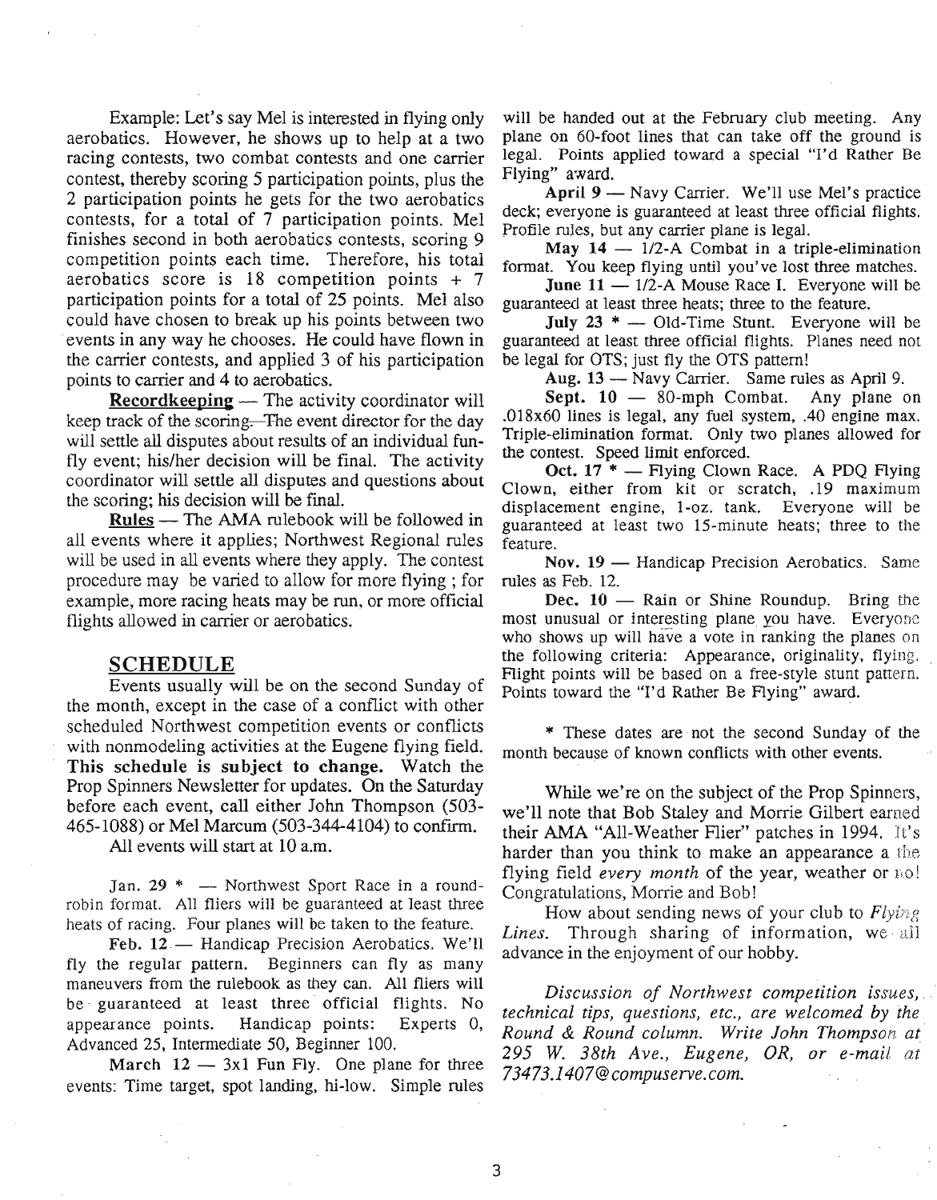Example: Let's say Mel is interested in flying only aerobatics. However, he shows up to help at a two racing contests, two combat contests and one carrier contest, thereby scoring 5 participation points, plus the 2 participation points he gets for the two aerobatics contests, for a total of 7 participation points. Mel finishes second in both aerobatics contests, scoring 9 competition points each time. Therefore, his total aerobatics score is 18 competition points + 7 participation points for a total of 25 points. Mel also could have chosen to break up his points between two events in any way he chooses. He could have flown in the carrier contests, and applied 3 of his participation points to carrier and 4 to aerobatics.

**Recordkeeping** — The activity coordinator will keep track of the scoring. The event director for the day will settle all disputes about results of an individual fun-fly event; his/her decision will be final. The activity coordinator will settle all disputes and questions about the scoring; his decision will be final.

**Rules** — The AMA rulebook will be followed in all events where it applies; Northwest Regional rules will be used in all events where they apply. The contest procedure may be varied to allow for more flying ; for example, more racing heats may be run, or more official flights allowed in carrier or aerobatics.

## SCHEDULE

Events usually will be on the second Sunday of the month, except in the case of a conflict with other scheduled Northwest competition events or conflicts with nonmodeling activities at the Eugene flying field. **This schedule is subject to change.** Watch the Prop Spinners Newsletter for updates. On the Saturday before each event, call either John Thompson (503-465-1088) or Mel Marcum (503-344-4104) to confirm.

All events will start at 10 a.m.

Jan. 29 * — Northwest Sport Race in a round-robin format. All fliers will be guaranteed at least three heats of racing. Four planes will be taken to the feature.

**Feb. 12** — Handicap Precision Aerobatics. We'll fly the regular pattern. Beginners can fly as many maneuvers from the rulebook as they can. All fliers will be guaranteed at least three official flights. No appearance points. Handicap points: Experts 0, Advanced 25, Intermediate 50, Beginner 100.

**March 12** — 3x1 Fun Fly. One plane for three events: Time target, spot landing, hi-low. Simple rules will be handed out at the February club meeting. Any plane on 60-foot lines that can take off the ground is legal. Points applied toward a special "I'd Rather Be Flying" award.

**April 9** — Navy Carrier. We'll use Mel's practice deck; everyone is guaranteed at least three official flights. Profile rules, but any carrier plane is legal.

**May 14** — 1/2-A Combat in a triple-elimination format. You keep flying until you've lost three matches.

**June 11** — 1/2-A Mouse Race I. Everyone will be guaranteed at least three heats; three to the feature.

**July 23 *** — Old-Time Stunt. Everyone will be guaranteed at least three official flights. Planes need not be legal for OTS; just fly the OTS pattern!

**Aug. 13** — Navy Carrier. Same rules as April 9.

**Sept. 10** — 80-mph Combat. Any plane on .018x60 lines is legal, any fuel system, .40 engine max. Triple-elimination format. Only two planes allowed for the contest. Speed limit enforced.

**Oct. 17 *** — Flying Clown Race. A PDQ Flying Clown, either from kit or scratch, .19 maximum displacement engine, 1-oz. tank. Everyone will be guaranteed at least two 15-minute heats; three to the feature.

**Nov. 19** — Handicap Precision Aerobatics. Same rules as Feb. 12.

**Dec. 10** — Rain or Shine Roundup. Bring the most unusual or interesting plane you have. Everyone who shows up will have a vote in ranking the planes on the following criteria: Appearance, originality, flying. Flight points will be based on a free-style stunt pattern. Points toward the "I'd Rather Be Flying" award.

\* These dates are not the second Sunday of the month because of known conflicts with other events.

While we're on the subject of the Prop Spinners, we'll note that Bob Staley and Morrie Gilbert earned their AMA "All-Weather Flier" patches in 1994. It's harder than you think to make an appearance a the flying field *every month* of the year, weather or no! Congratulations, Morrie and Bob!

How about sending news of your club to *Flying Lines*. Through sharing of information, we all advance in the enjoyment of our hobby.

*Discussion of Northwest competition issues, technical tips, questions, etc., are welcomed by the Round & Round column. Write John Thompson at 295 W. 38th Ave., Eugene, OR, or e-mail at 73473.1407@compuserve.com.*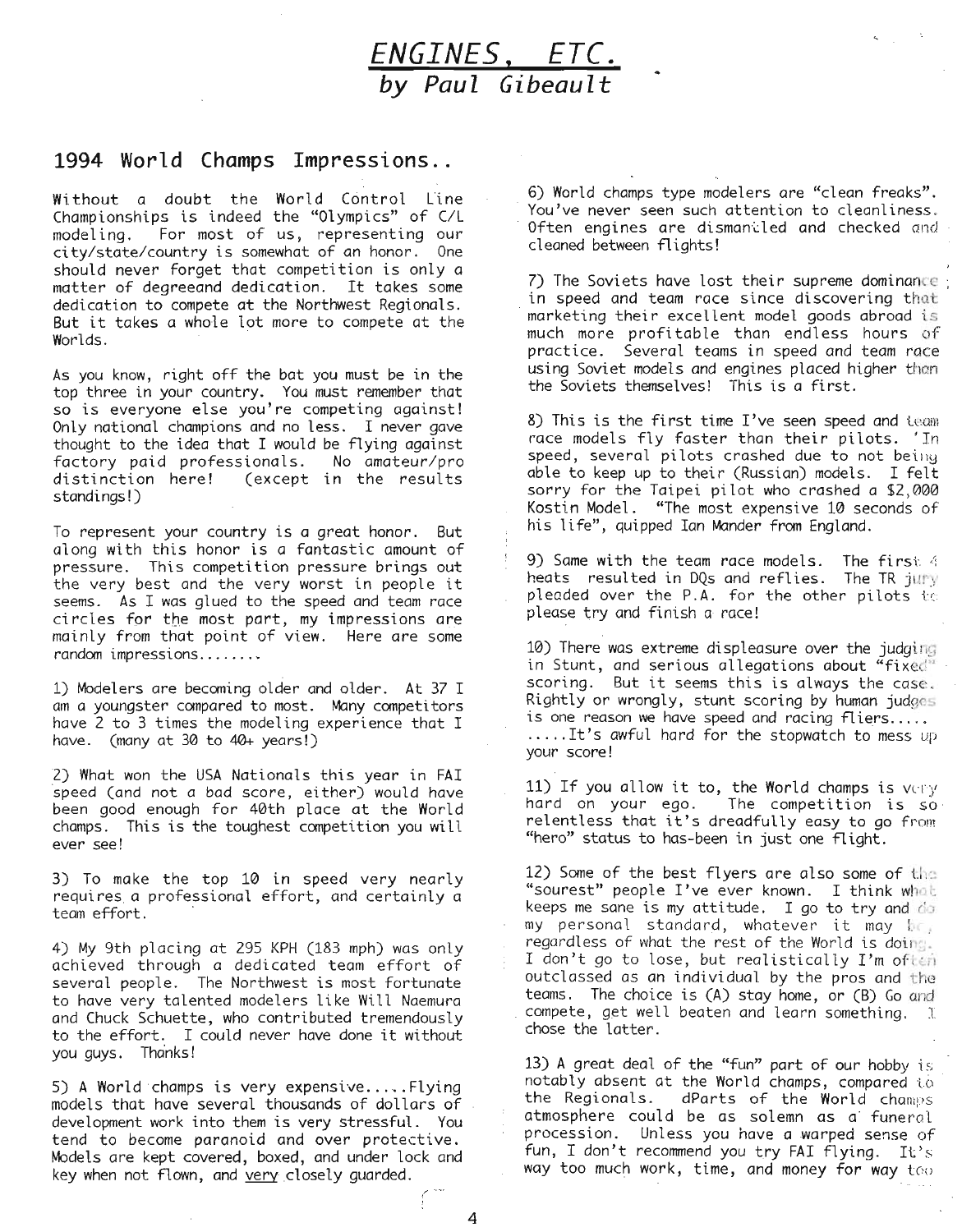# *ENGINES, ETC.*
## *by Paul Gibeault*

### 1994 World Champs Impressions..

Without a doubt the World Control Line Championships is indeed the "Olympics" of C/L modeling. For most of us, representing our city/state/country is somewhat of an honor. One should never forget that competition is only a matter of degreeand dedication. It takes some dedication to compete at the Northwest Regionals. But it takes a whole lot more to compete at the Worlds.

As you know, right off the bat you must be in the top three in your country. You must remember that so is everyone else you're competing against! Only national champions and no less. I never gave thought to the idea that I would be flying against factory paid professionals. No amateur/pro distinction here! (except in the results standings!)

To represent your country is a great honor. But along with this honor is a fantastic amount of pressure. This competition pressure brings out the very best and the very worst in people it seems. As I was glued to the speed and team race circles for the most part, my impressions are mainly from that point of view. Here are some random impressions........

1) Modelers are becoming older and older. At 37 I am a youngster compared to most. Many competitors have 2 to 3 times the modeling experience that I have. (many at 30 to 40+ years!)

2) What won the USA Nationals this year in FAI speed (and not a bad score, either) would have been good enough for 40th place at the World champs. This is the toughest competition you will ever see!

3) To make the top 10 in speed very nearly requires a professional effort, and certainly a team effort.

4) My 9th placing at 295 KPH (183 mph) was only achieved through a dedicated team effort of several people. The Northwest is most fortunate to have very talented modelers like Will Naemura and Chuck Schuette, who contributed tremendously to the effort. I could never have done it without you guys. Thanks!

5) A World champs is very expensive.....Flying models that have several thousands of dollars of development work into them is very stressful. You tend to become paranoid and over protective. Models are kept covered, boxed, and under lock and key when not flown, and very closely guarded.

6) World champs type modelers are "clean freaks". You've never seen such attention to cleanliness. Often engines are dismantled and checked and cleaned between flights!

7) The Soviets have lost their supreme dominance in speed and team race since discovering that marketing their excellent model goods abroad is much more profitable than endless hours of practice. Several teams in speed and team race using Soviet models and engines placed higher than the Soviets themselves! This is a first.

8) This is the first time I've seen speed and team race models fly faster than their pilots. In speed, several pilots crashed due to not being able to keep up to their (Russian) models. I felt sorry for the Taipei pilot who crashed a $2,000 Kostin Model. "The most expensive 10 seconds of his life", quipped Ian Mander from England.

9) Same with the team race models. The first 4 heats resulted in DQs and reflies. The TR jury pleaded over the P.A. for the other pilots to please try and finish a race!

10) There was extreme displeasure over the judging in Stunt, and serious allegations about "fixed" scoring. But it seems this is always the case. Rightly or wrongly, stunt scoring by human judges is one reason we have speed and racing fliers..... .....It's awful hard for the stopwatch to mess up your score!

11) If you allow it to, the World champs is very hard on your ego. The competition is so relentless that it's dreadfully easy to go from "hero" status to has-been in just one flight.

12) Some of the best flyers are also some of the "sourest" people I've ever known. I think what keeps me sane is my attitude. I go to try and do my personal standard, whatever it may be, regardless of what the rest of the World is doing. I don't go to lose, but realistically I'm often outclassed as an individual by the pros and the teams. The choice is (A) stay home, or (B) Go and compete, get well beaten and learn something. I chose the latter.

13) A great deal of the "fun" part of our hobby is notably absent at the World champs, compared to the Regionals. dParts of the World champs atmosphere could be as solemn as a funeral procession. Unless you have a warped sense of fun, I don't recommend you try FAI flying. It's way too much work, time, and money for way too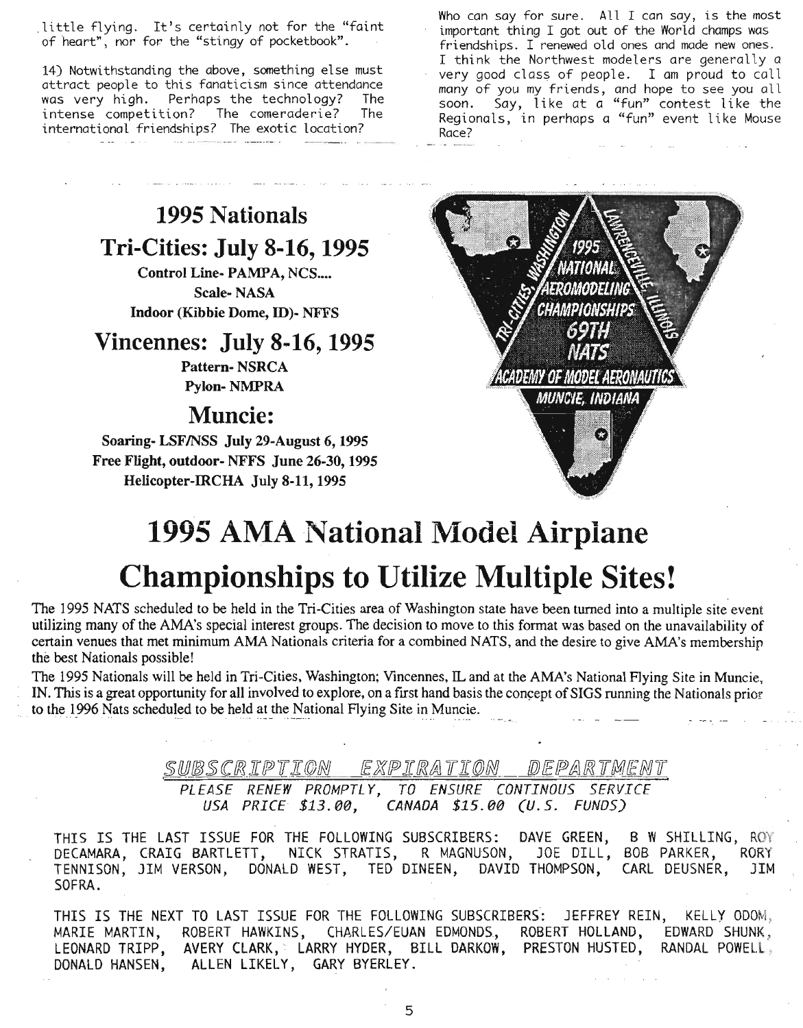little flying. It's certainly not for the "faint of heart", nor for the "stingy of pocketbook".

14) Notwithstanding the above, something else must attract people to this fanaticism since attendance was very high. Perhaps the technology? The intense competition? The comeraderie? The international friendships? The exotic location?

Who can say for sure. All I can say, is the most important thing I got out of the World champs was friendships. I renewed old ones and made new ones. I think the Northwest modelers are generally a very good class of people. I am proud to call many of you my friends, and hope to see you all soon. Say, like at a "fun" contest like the Regionals, in perhaps a "fun" event like Mouse Race?

## 1995 Nationals

### Tri-Cities: July 8-16, 1995

**Control Line- PAMPA, NCS....**
**Scale- NASA**
**Indoor (Kibbie Dome, ID)- NFFS**

### Vincennes: July 8-16, 1995

**Pattern- NSRCA**
**Pylon- NMPRA**

### Muncie:

**Soaring- LSF/NSS July 29-August 6, 1995**
**Free Flight, outdoor- NFFS June 26-30, 1995**
**Helicopter-IRCHA July 8-11, 1995**

TRI-CITIES, WASHINGTON — LAWRENCEVILLE, ILLINOIS — 1995 NATIONAL AEROMODELING CHAMPIONSHIPS 69TH NATS — ACADEMY OF MODEL AERONAUTICS — MUNCIE, INDIANA

# 1995 AMA National Model Airplane Championships to Utilize Multiple Sites!

The 1995 NATS scheduled to be held in the Tri-Cities area of Washington state have been turned into a multiple site event utilizing many of the AMA's special interest groups. The decision to move to this format was based on the unavailability of certain venues that met minimum AMA Nationals criteria for a combined NATS, and the desire to give AMA's membership the best Nationals possible!

The 1995 Nationals will be held in Tri-Cities, Washington; Vincennes, IL and at the AMA's National Flying Site in Muncie, IN. This is a great opportunity for all involved to explore, on a first hand basis the concept of SIGS running the Nationals prior to the 1996 Nats scheduled to be held at the National Flying Site in Muncie.

## SUBSCRIPTION EXPIRATION DEPARTMENT

*PLEASE RENEW PROMPTLY, TO ENSURE CONTINOUS SERVICE*
*USA PRICE $13.00, CANADA $15.00 (U.S. FUNDS)*

THIS IS THE LAST ISSUE FOR THE FOLLOWING SUBSCRIBERS: DAVE GREEN, B W SHILLING, ROY DECAMARA, CRAIG BARTLETT, NICK STRATIS, R MAGNUSON, JOE DILL, BOB PARKER, RORY TENNISON, JIM VERSON, DONALD WEST, TED DINEEN, DAVID THOMPSON, CARL DEUSNER, JIM SOFRA.

THIS IS THE NEXT TO LAST ISSUE FOR THE FOLLOWING SUBSCRIBERS: JEFFREY REIN, KELLY ODOM, MARIE MARTIN, ROBERT HAWKINS, CHARLES/EUAN EDMONDS, ROBERT HOLLAND, EDWARD SHUNK, LEONARD TRIPP, AVERY CLARK, LARRY HYDER, BILL DARKOW, PRESTON HUSTED, RANDAL POWELL, DONALD HANSEN, ALLEN LIKELY, GARY BYERLEY.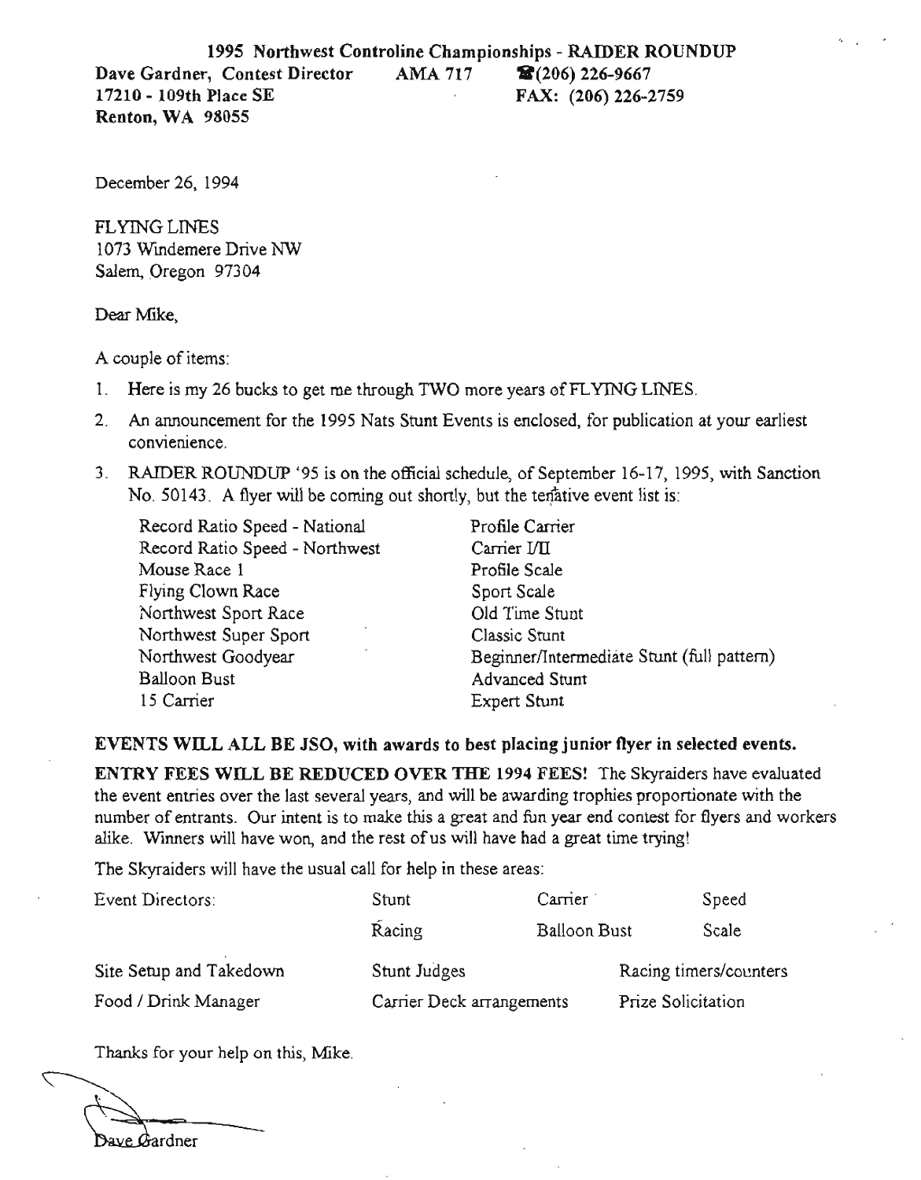**1995 Northwest Controline Championships - RAIDER ROUNDUP**

**Dave Gardner, Contest Director** **AMA 717** **☎(206) 226-9667**
**17210 - 109th Place SE** **FAX: (206) 226-2759**
**Renton, WA 98055**

December 26, 1994

FLYING LINES
1073 Windemere Drive NW
Salem, Oregon 97304

Dear Mike,

A couple of items:

1. Here is my 26 bucks to get me through TWO more years of FLYING LINES.
2. An announcement for the 1995 Nats Stunt Events is enclosed, for publication at your earliest convienience.
3. RAIDER ROUNDUP '95 is on the official schedule, of September 16-17, 1995, with Sanction No. 50143. A flyer will be coming out shortly, but the tentative event list is:

| | |
|---|---|
| Record Ratio Speed - National | Profile Carrier |
| Record Ratio Speed - Northwest | Carrier I/II |
| Mouse Race 1 | Profile Scale |
| Flying Clown Race | Sport Scale |
| Northwest Sport Race | Old Time Stunt |
| Northwest Super Sport | Classic Stunt |
| Northwest Goodyear | Beginner/Intermediate Stunt (full pattern) |
| Balloon Bust | Advanced Stunt |
| 15 Carrier | Expert Stunt |

**EVENTS WILL ALL BE JSO, with awards to best placing junior flyer in selected events.**

**ENTRY FEES WILL BE REDUCED OVER THE 1994 FEES!** The Skyraiders have evaluated the event entries over the last several years, and will be awarding trophies proportionate with the number of entrants. Our intent is to make this a great and fun year end contest for flyers and workers alike. Winners will have won, and the rest of us will have had a great time trying!

The Skyraiders will have the usual call for help in these areas:

| | | | |
|---|---|---|---|
| Event Directors: | Stunt | Carrier | Speed |
| | Racing | Balloon Bust | Scale |
| Site Setup and Takedown | Stunt Judges | Racing timers/counters | |
| Food / Drink Manager | Carrier Deck arrangements | Prize Solicitation | |

Thanks for your help on this, Mike.

Dave Gardner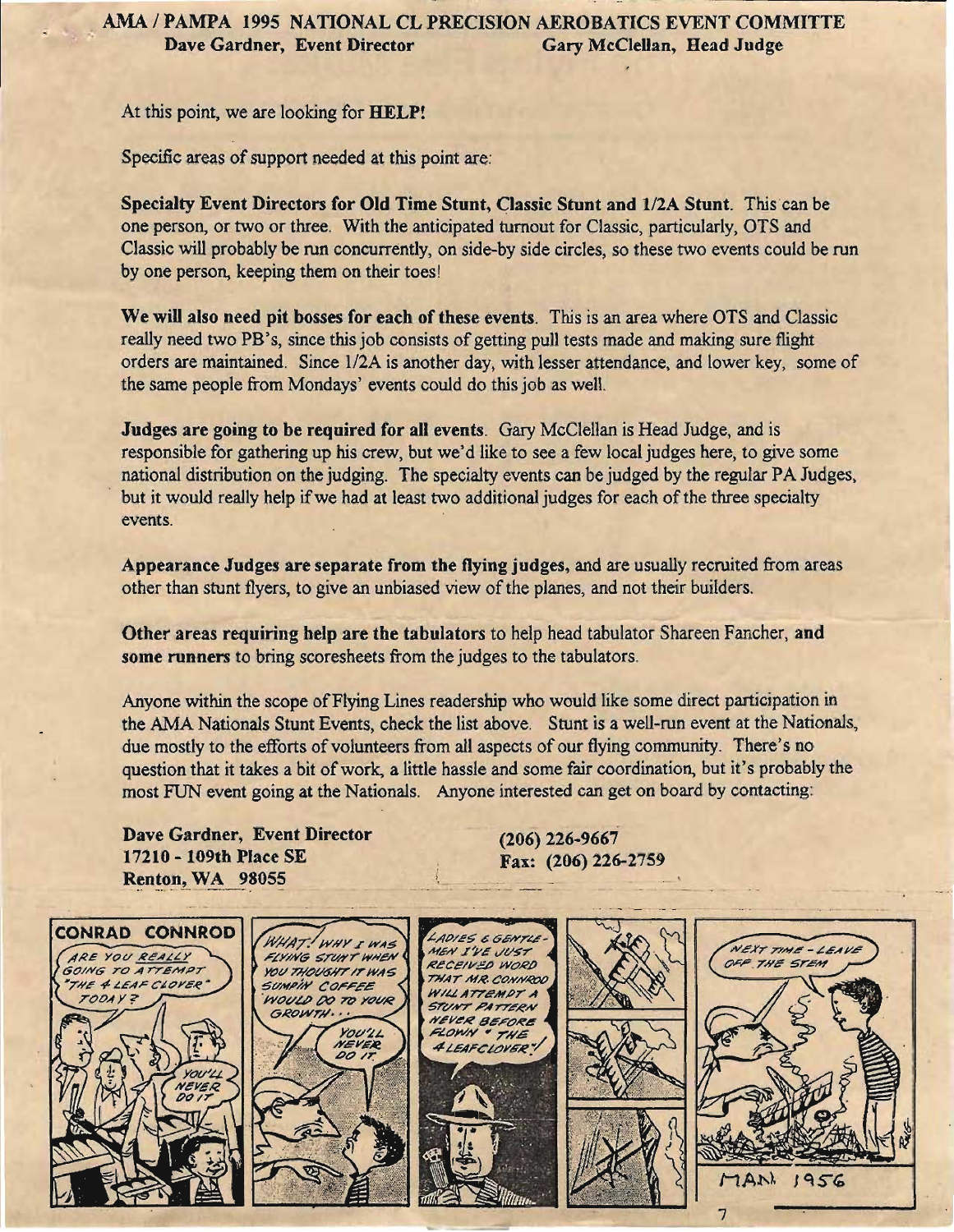## AMA / PAMPA 1995 NATIONAL CL PRECISION AEROBATICS EVENT COMMITTE

**Dave Gardner, Event Director** **Gary McClellan, Head Judge**

At this point, we are looking for **HELP!**

Specific areas of support needed at this point are:

**Specialty Event Directors for Old Time Stunt, Classic Stunt and 1/2A Stunt.** This can be one person, or two or three. With the anticipated turnout for Classic, particularly, OTS and Classic will probably be run concurrently, on side-by side circles, so these two events could be run by one person, keeping them on their toes!

**We will also need pit bosses for each of these events.** This is an area where OTS and Classic really need two PB's, since this job consists of getting pull tests made and making sure flight orders are maintained. Since 1/2A is another day, with lesser attendance, and lower key, some of the same people from Mondays' events could do this job as well.

**Judges are going to be required for all events.** Gary McClellan is Head Judge, and is responsible for gathering up his crew, but we'd like to see a few local judges here, to give some national distribution on the judging. The specialty events can be judged by the regular PA Judges, but it would really help if we had at least two additional judges for each of the three specialty events.

**Appearance Judges are separate from the flying judges,** and are usually recruited from areas other than stunt flyers, to give an unbiased view of the planes, and not their builders.

**Other areas requiring help are the tabulators** to help head tabulator Shareen Fancher, **and some runners** to bring scoresheets from the judges to the tabulators.

Anyone within the scope of Flying Lines readership who would like some direct participation in the AMA Nationals Stunt Events, check the list above. Stunt is a well-run event at the Nationals, due mostly to the efforts of volunteers from all aspects of our flying community. There's no question that it takes a bit of work, a little hassle and some fair coordination, but it's probably the most FUN event going at the Nationals. Anyone interested can get on board by contacting:

**Dave Gardner, Event Director**
**17210 - 109th Place SE**
**Renton, WA 98055**

**(206) 226-9667**
**Fax: (206) 226-2759**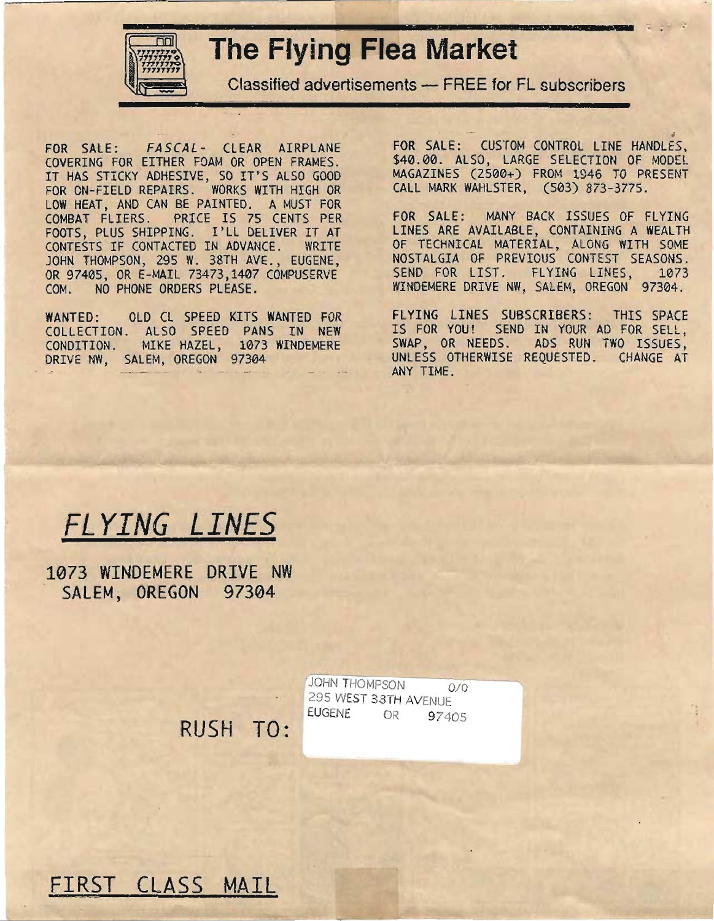# The Flying Flea Market

Classified advertisements — FREE for FL subscribers

FOR SALE: *FASCAL*- CLEAR AIRPLANE COVERING FOR EITHER FOAM OR OPEN FRAMES. IT HAS STICKY ADHESIVE, SO IT'S ALSO GOOD FOR ON-FIELD REPAIRS. WORKS WITH HIGH OR LOW HEAT, AND CAN BE PAINTED. A MUST FOR COMBAT FLIERS. PRICE IS 75 CENTS PER FOOTS, PLUS SHIPPING. I'LL DELIVER IT AT CONTESTS IF CONTACTED IN ADVANCE. WRITE JOHN THOMPSON, 295 W. 38TH AVE., EUGENE, OR 97405, OR E-MAIL 73473,1407 COMPUSERVE COM. NO PHONE ORDERS PLEASE.

WANTED: OLD CL SPEED KITS WANTED FOR COLLECTION. ALSO SPEED PANS IN NEW CONDITION. MIKE HAZEL, 1073 WINDEMERE DRIVE NW, SALEM, OREGON 97304

FOR SALE: CUSTOM CONTROL LINE HANDLES, $40.00. ALSO, LARGE SELECTION OF MODEL MAGAZINES (2500+) FROM 1946 TO PRESENT CALL MARK WAHLSTER, (503) 873-3775.

FOR SALE: MANY BACK ISSUES OF FLYING LINES ARE AVAILABLE, CONTAINING A WEALTH OF TECHNICAL MATERIAL, ALONG WITH SOME NOSTALGIA OF PREVIOUS CONTEST SEASONS. SEND FOR LIST. FLYING LINES, 1073 WINDEMERE DRIVE NW, SALEM, OREGON 97304.

FLYING LINES SUBSCRIBERS: THIS SPACE IS FOR YOU! SEND IN YOUR AD FOR SELL, SWAP, OR NEEDS. ADS RUN TWO ISSUES, UNLESS OTHERWISE REQUESTED. CHANGE AT ANY TIME.

## *FLYING LINES*

1073 WINDEMERE DRIVE NW
SALEM, OREGON 97304

RUSH TO:

JOHN THOMPSON 0/0
295 WEST 38TH AVENUE
EUGENE OR 97405

FIRST CLASS MAIL